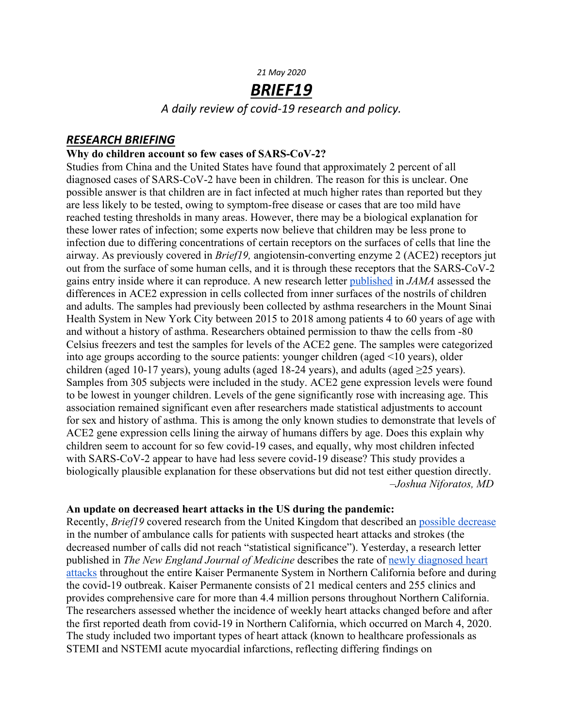*21 May 2020*

# ***BRIEF19***

*A daily review of covid-19 research and policy.*

## ***RESEARCH BRIEFING***

**Why do children account so few cases of SARS-CoV-2?**

Studies from China and the United States have found that approximately 2 percent of all diagnosed cases of SARS-CoV-2 have been in children. The reason for this is unclear. One possible answer is that children are in fact infected at much higher rates than reported but they are less likely to be tested, owing to symptom-free disease or cases that are too mild have reached testing thresholds in many areas. However, there may be a biological explanation for these lower rates of infection; some experts now believe that children may be less prone to infection due to differing concentrations of certain receptors on the surfaces of cells that line the airway. As previously covered in *Brief19,* angiotensin-converting enzyme 2 (ACE2) receptors jut out from the surface of some human cells, and it is through these receptors that the SARS-CoV-2 gains entry inside where it can reproduce. A new research letter published in *JAMA* assessed the differences in ACE2 expression in cells collected from inner surfaces of the nostrils of children and adults. The samples had previously been collected by asthma researchers in the Mount Sinai Health System in New York City between 2015 to 2018 among patients 4 to 60 years of age with and without a history of asthma. Researchers obtained permission to thaw the cells from -80 Celsius freezers and test the samples for levels of the ACE2 gene. The samples were categorized into age groups according to the source patients: younger children (aged <10 years), older children (aged 10-17 years), young adults (aged 18-24 years), and adults (aged ≥25 years). Samples from 305 subjects were included in the study. ACE2 gene expression levels were found to be lowest in younger children. Levels of the gene significantly rose with increasing age. This association remained significant even after researchers made statistical adjustments to account for sex and history of asthma. This is among the only known studies to demonstrate that levels of ACE2 gene expression cells lining the airway of humans differs by age. Does this explain why children seem to account for so few covid-19 cases, and equally, why most children infected with SARS-CoV-2 appear to have had less severe covid-19 disease? This study provides a biologically plausible explanation for these observations but did not test either question directly.

*–Joshua Niforatos, MD*

**An update on decreased heart attacks in the US during the pandemic:**

Recently, *Brief19* covered research from the United Kingdom that described an possible decrease in the number of ambulance calls for patients with suspected heart attacks and strokes (the decreased number of calls did not reach "statistical significance"). Yesterday, a research letter published in *The New England Journal of Medicine* describes the rate of newly diagnosed heart attacks throughout the entire Kaiser Permanente System in Northern California before and during the covid-19 outbreak. Kaiser Permanente consists of 21 medical centers and 255 clinics and provides comprehensive care for more than 4.4 million persons throughout Northern California. The researchers assessed whether the incidence of weekly heart attacks changed before and after the first reported death from covid-19 in Northern California, which occurred on March 4, 2020. The study included two important types of heart attack (known to healthcare professionals as STEMI and NSTEMI acute myocardial infarctions, reflecting differing findings on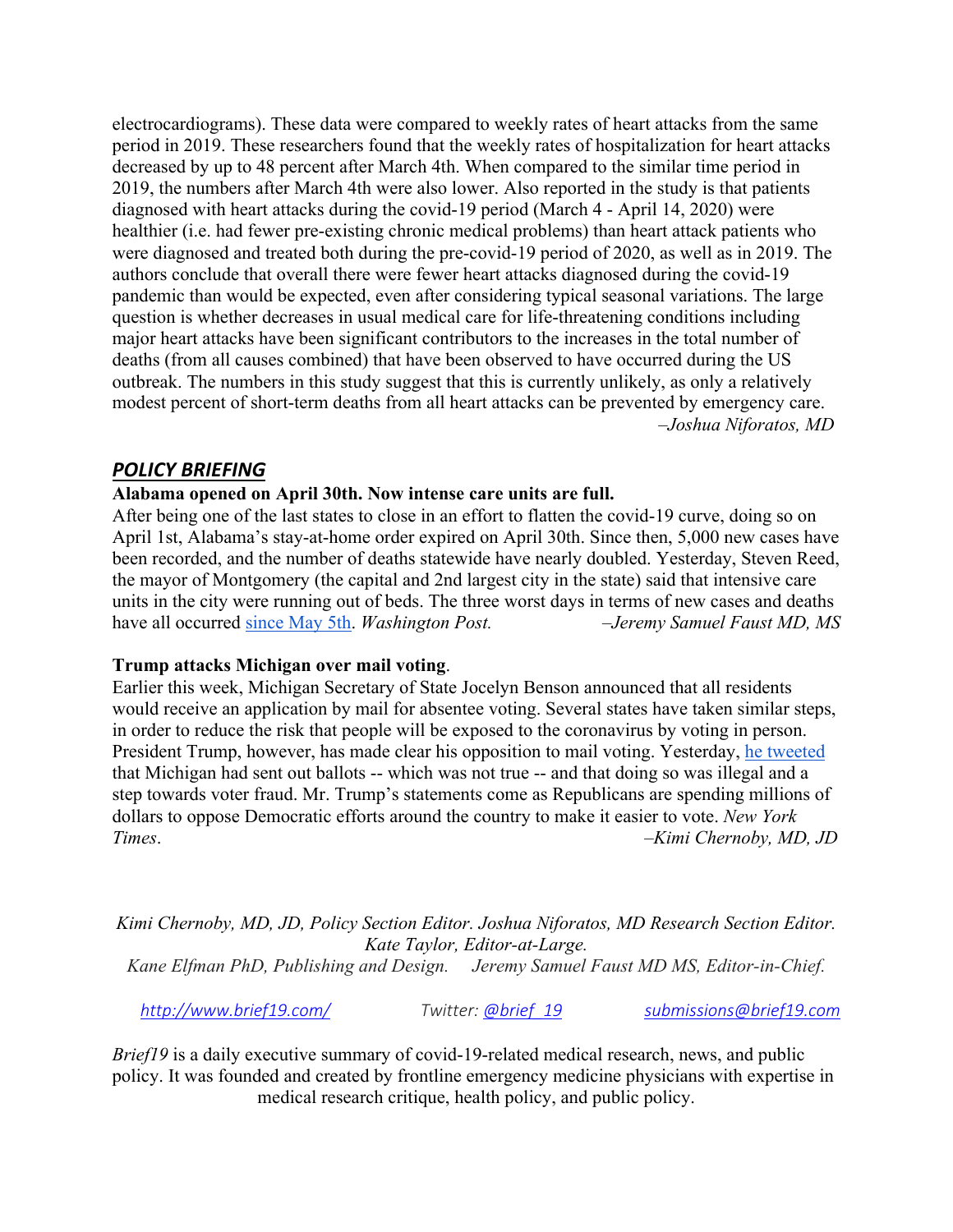electrocardiograms). These data were compared to weekly rates of heart attacks from the same period in 2019. These researchers found that the weekly rates of hospitalization for heart attacks decreased by up to 48 percent after March 4th. When compared to the similar time period in 2019, the numbers after March 4th were also lower. Also reported in the study is that patients diagnosed with heart attacks during the covid-19 period (March 4 - April 14, 2020) were healthier (i.e. had fewer pre-existing chronic medical problems) than heart attack patients who were diagnosed and treated both during the pre-covid-19 period of 2020, as well as in 2019. The authors conclude that overall there were fewer heart attacks diagnosed during the covid-19 pandemic than would be expected, even after considering typical seasonal variations. The large question is whether decreases in usual medical care for life-threatening conditions including major heart attacks have been significant contributors to the increases in the total number of deaths (from all causes combined) that have been observed to have occurred during the US outbreak. The numbers in this study suggest that this is currently unlikely, as only a relatively modest percent of short-term deaths from all heart attacks can be prevented by emergency care.

*–Joshua Niforatos, MD*

## ***POLICY BRIEFING***

**Alabama opened on April 30th. Now intense care units are full.**

After being one of the last states to close in an effort to flatten the covid-19 curve, doing so on April 1st, Alabama's stay-at-home order expired on April 30th. Since then, 5,000 new cases have been recorded, and the number of deaths statewide have nearly doubled. Yesterday, Steven Reed, the mayor of Montgomery (the capital and 2nd largest city in the state) said that intensive care units in the city were running out of beds. The three worst days in terms of new cases and deaths have all occurred since May 5th. *Washington Post.* *–Jeremy Samuel Faust MD, MS*

**Trump attacks Michigan over mail voting**.

Earlier this week, Michigan Secretary of State Jocelyn Benson announced that all residents would receive an application by mail for absentee voting. Several states have taken similar steps, in order to reduce the risk that people will be exposed to the coronavirus by voting in person. President Trump, however, has made clear his opposition to mail voting. Yesterday, he tweeted that Michigan had sent out ballots -- which was not true -- and that doing so was illegal and a step towards voter fraud. Mr. Trump's statements come as Republicans are spending millions of dollars to oppose Democratic efforts around the country to make it easier to vote. *New York Times*. *–Kimi Chernoby, MD, JD*

*Kimi Chernoby, MD, JD, Policy Section Editor. Joshua Niforatos, MD Research Section Editor. Kate Taylor, Editor-at-Large.*
*Kane Elfman PhD, Publishing and Design. Jeremy Samuel Faust MD MS, Editor-in-Chief.*

http://www.brief19.com/ Twitter: @brief_19 submissions@brief19.com

*Brief19* is a daily executive summary of covid-19-related medical research, news, and public policy. It was founded and created by frontline emergency medicine physicians with expertise in medical research critique, health policy, and public policy.